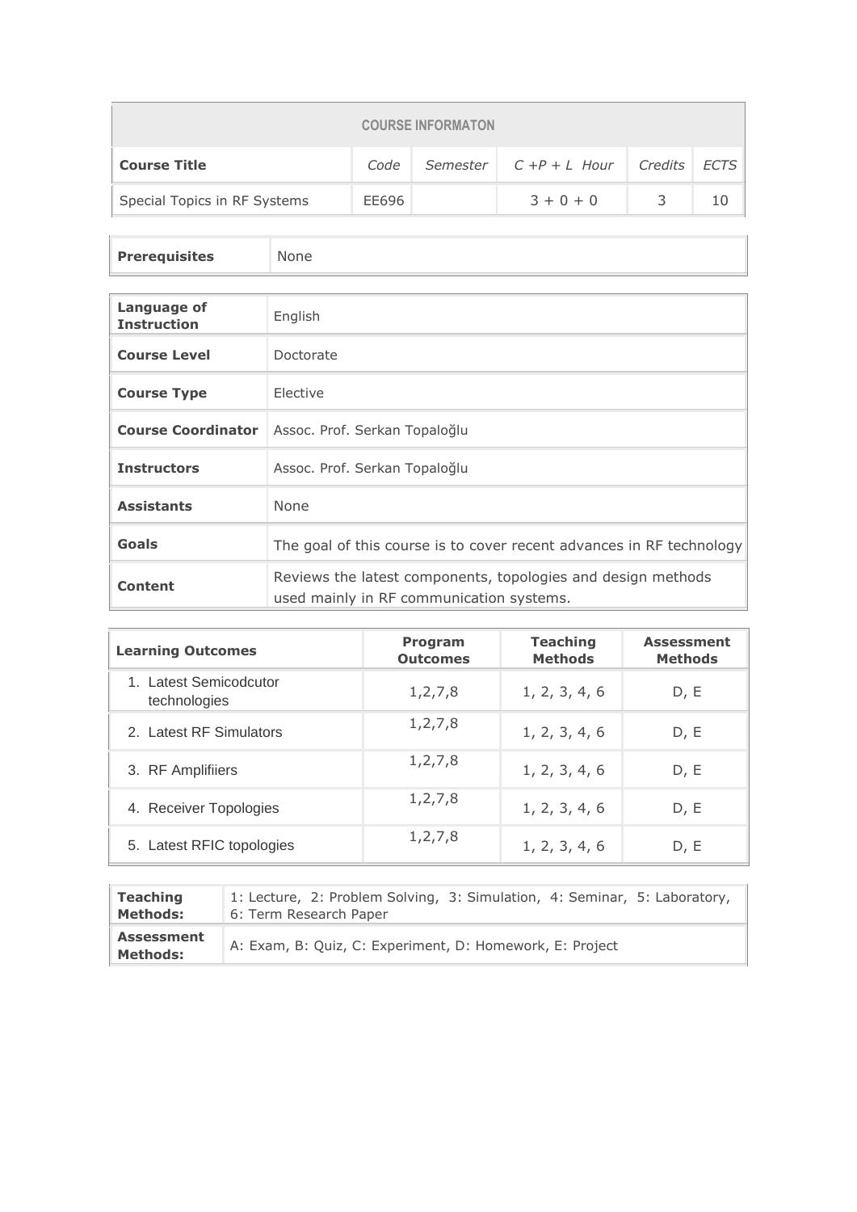| COURSE INFORMATON | | | | | |
|---|---|---|---|---|---|
| **Course Title** | *Code* | *Semester* | *C +P + L Hour* | *Credits* | *ECTS* |
| Special Topics in RF Systems | EE696 | | 3 + 0 + 0 | 3 | 10 |

| **Prerequisites** | None |
|---|---|

| **Language of Instruction** | English |
|---|---|
| **Course Level** | Doctorate |
| **Course Type** | Elective |
| **Course Coordinator** | Assoc. Prof. Serkan Topaloğlu |
| **Instructors** | Assoc. Prof. Serkan Topaloğlu |
| **Assistants** | None |
| **Goals** | The goal of this course is to cover recent advances in RF technology |
| **Content** | Reviews the latest components, topologies and design methods used mainly in RF communication systems. |

| **Learning Outcomes** | **Program Outcomes** | **Teaching Methods** | **Assessment Methods** |
|---|---|---|---|
| 1. Latest Semicodcutor technologies | 1,2,7,8 | 1, 2, 3, 4, 6 | D, E |
| 2. Latest RF Simulators | 1,2,7,8 | 1, 2, 3, 4, 6 | D, E |
| 3. RF Amplifiiers | 1,2,7,8 | 1, 2, 3, 4, 6 | D, E |
| 4. Receiver Topologies | 1,2,7,8 | 1, 2, 3, 4, 6 | D, E |
| 5. Latest RFIC topologies | 1,2,7,8 | 1, 2, 3, 4, 6 | D, E |

| **Teaching Methods:** | 1: Lecture, 2: Problem Solving, 3: Simulation, 4: Seminar, 5: Laboratory, 6: Term Research Paper |
|---|---|
| **Assessment Methods:** | A: Exam, B: Quiz, C: Experiment, D: Homework, E: Project |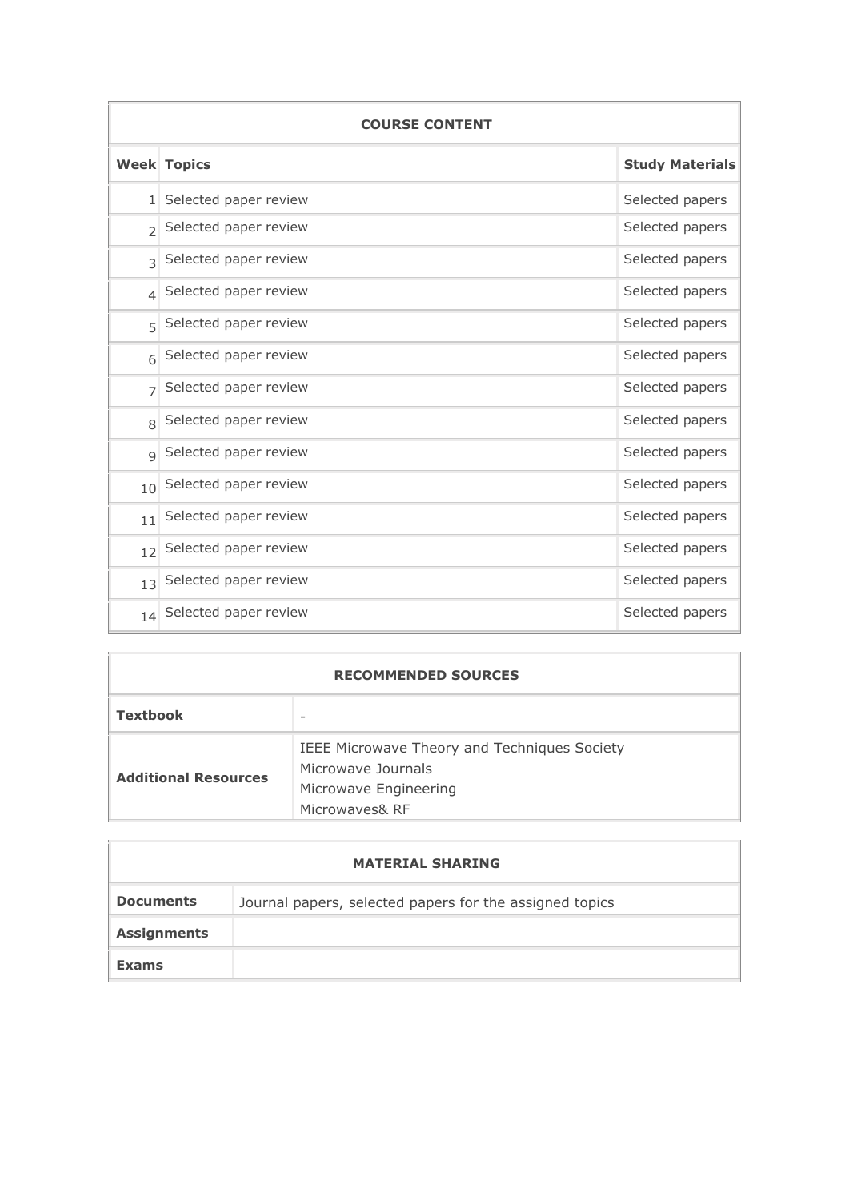## COURSE CONTENT

| Week | Topics | Study Materials |
| --- | --- | --- |
| 1 | Selected paper review | Selected papers |
| 2 | Selected paper review | Selected papers |
| 3 | Selected paper review | Selected papers |
| 4 | Selected paper review | Selected papers |
| 5 | Selected paper review | Selected papers |
| 6 | Selected paper review | Selected papers |
| 7 | Selected paper review | Selected papers |
| 8 | Selected paper review | Selected papers |
| 9 | Selected paper review | Selected papers |
| 10 | Selected paper review | Selected papers |
| 11 | Selected paper review | Selected papers |
| 12 | Selected paper review | Selected papers |
| 13 | Selected paper review | Selected papers |
| 14 | Selected paper review | Selected papers |

## RECOMMENDED SOURCES

| | |
| --- | --- |
| **Textbook** | - |
| **Additional Resources** | IEEE Microwave Theory and Techniques Society<br>Microwave Journals<br>Microwave Engineering<br>Microwaves& RF |

## MATERIAL SHARING

| | |
| --- | --- |
| **Documents** | Journal papers, selected papers for the assigned topics |
| **Assignments** | |
| **Exams** | |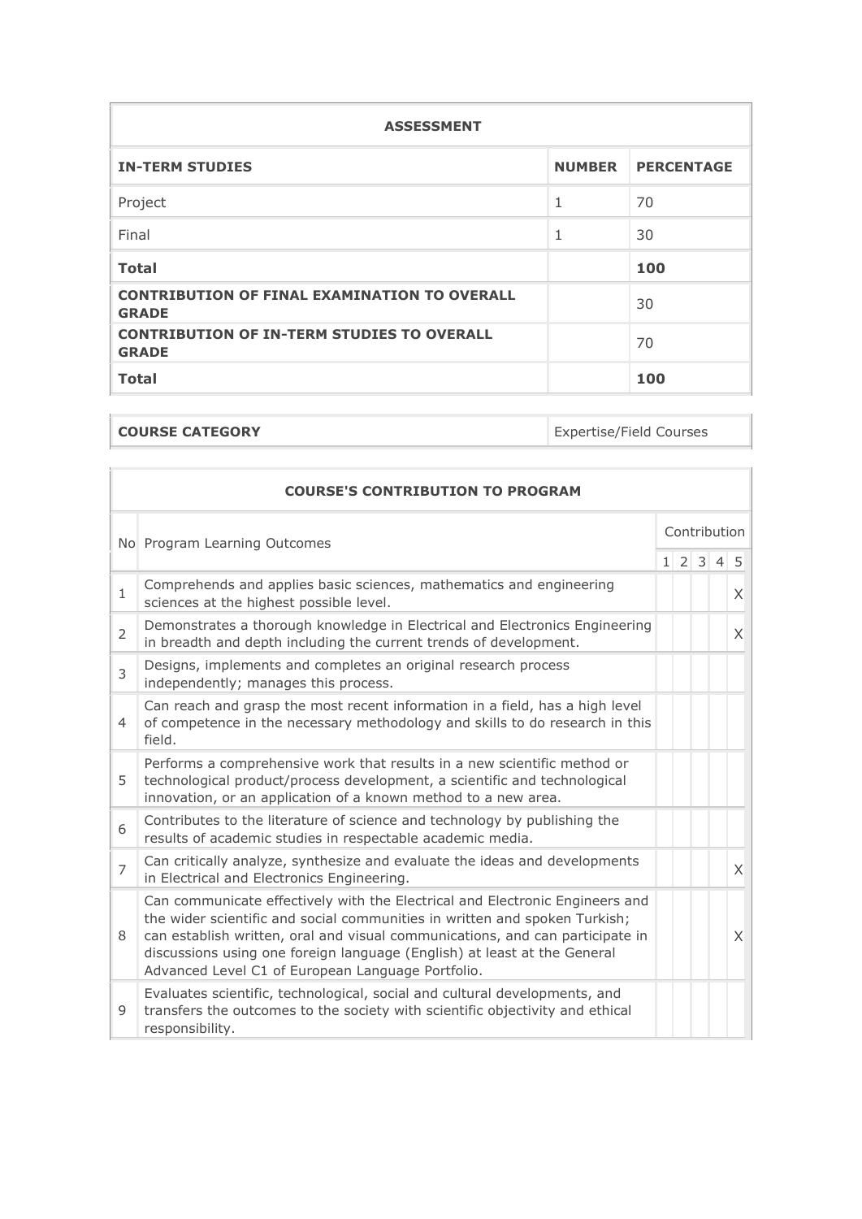| ASSESSMENT | | |
|---|---|---|
| **IN-TERM STUDIES** | **NUMBER** | **PERCENTAGE** |
| Project | 1 | 70 |
| Final | 1 | 30 |
| **Total** | | **100** |
| **CONTRIBUTION OF FINAL EXAMINATION TO OVERALL GRADE** | | 30 |
| **CONTRIBUTION OF IN-TERM STUDIES TO OVERALL GRADE** | | 70 |
| **Total** | | **100** |

| **COURSE CATEGORY** | Expertise/Field Courses |
|---|---|

| COURSE'S CONTRIBUTION TO PROGRAM | | | | | | |
|---|---|---|---|---|---|---|
| No | Program Learning Outcomes | Contribution | | | | |
| | | 1 | 2 | 3 | 4 | 5 |
| 1 | Comprehends and applies basic sciences, mathematics and engineering sciences at the highest possible level. | | | | | X |
| 2 | Demonstrates a thorough knowledge in Electrical and Electronics Engineering in breadth and depth including the current trends of development. | | | | | X |
| 3 | Designs, implements and completes an original research process independently; manages this process. | | | | | |
| 4 | Can reach and grasp the most recent information in a field, has a high level of competence in the necessary methodology and skills to do research in this field. | | | | | |
| 5 | Performs a comprehensive work that results in a new scientific method or technological product/process development, a scientific and technological innovation, or an application of a known method to a new area. | | | | | |
| 6 | Contributes to the literature of science and technology by publishing the results of academic studies in respectable academic media. | | | | | |
| 7 | Can critically analyze, synthesize and evaluate the ideas and developments in Electrical and Electronics Engineering. | | | | | X |
| 8 | Can communicate effectively with the Electrical and Electronic Engineers and the wider scientific and social communities in written and spoken Turkish; can establish written, oral and visual communications, and can participate in discussions using one foreign language (English) at least at the General Advanced Level C1 of European Language Portfolio. | | | | | X |
| 9 | Evaluates scientific, technological, social and cultural developments, and transfers the outcomes to the society with scientific objectivity and ethical responsibility. | | | | | |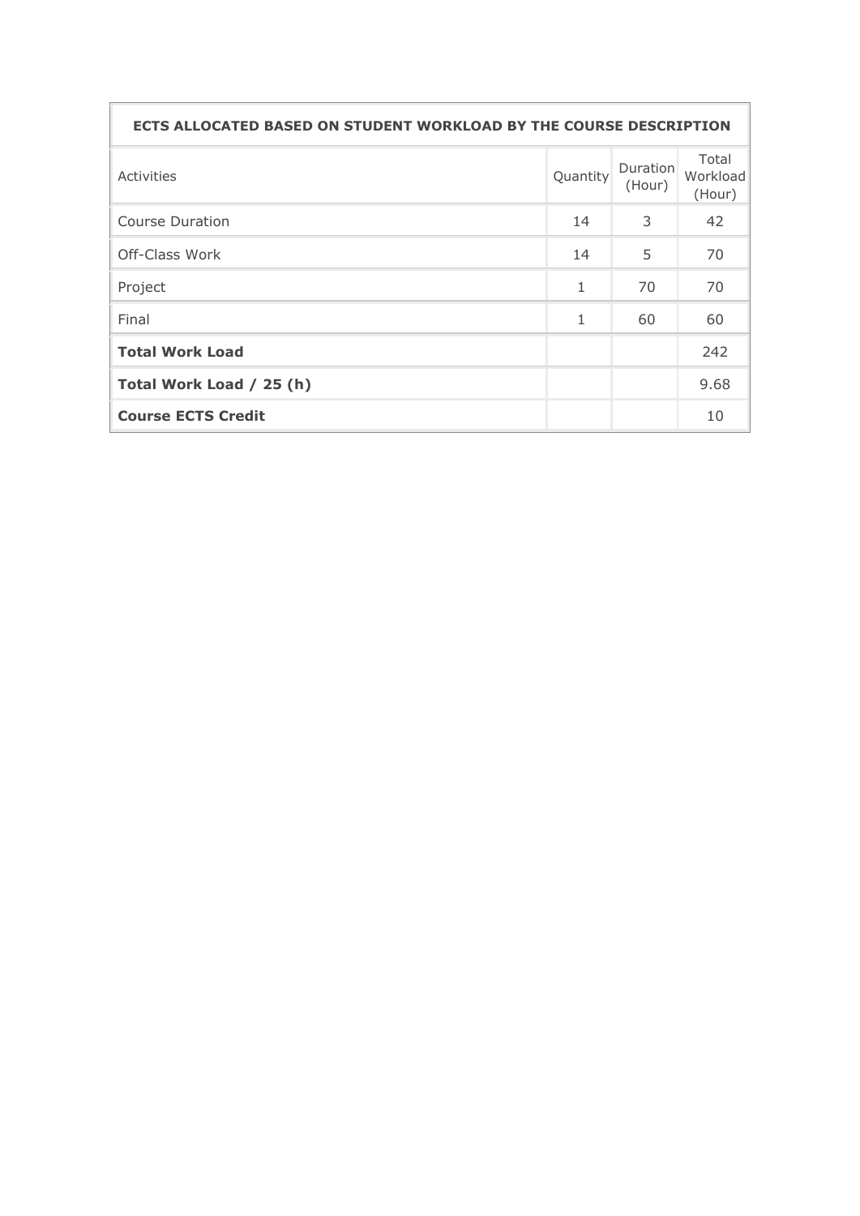| ECTS ALLOCATED BASED ON STUDENT WORKLOAD BY THE COURSE DESCRIPTION | | | |
|---|---|---|---|
| Activities | Quantity | Duration (Hour) | Total Workload (Hour) |
| Course Duration | 14 | 3 | 42 |
| Off-Class Work | 14 | 5 | 70 |
| Project | 1 | 70 | 70 |
| Final | 1 | 60 | 60 |
| **Total Work Load** | | | 242 |
| **Total Work Load / 25 (h)** | | | 9.68 |
| **Course ECTS Credit** | | | 10 |